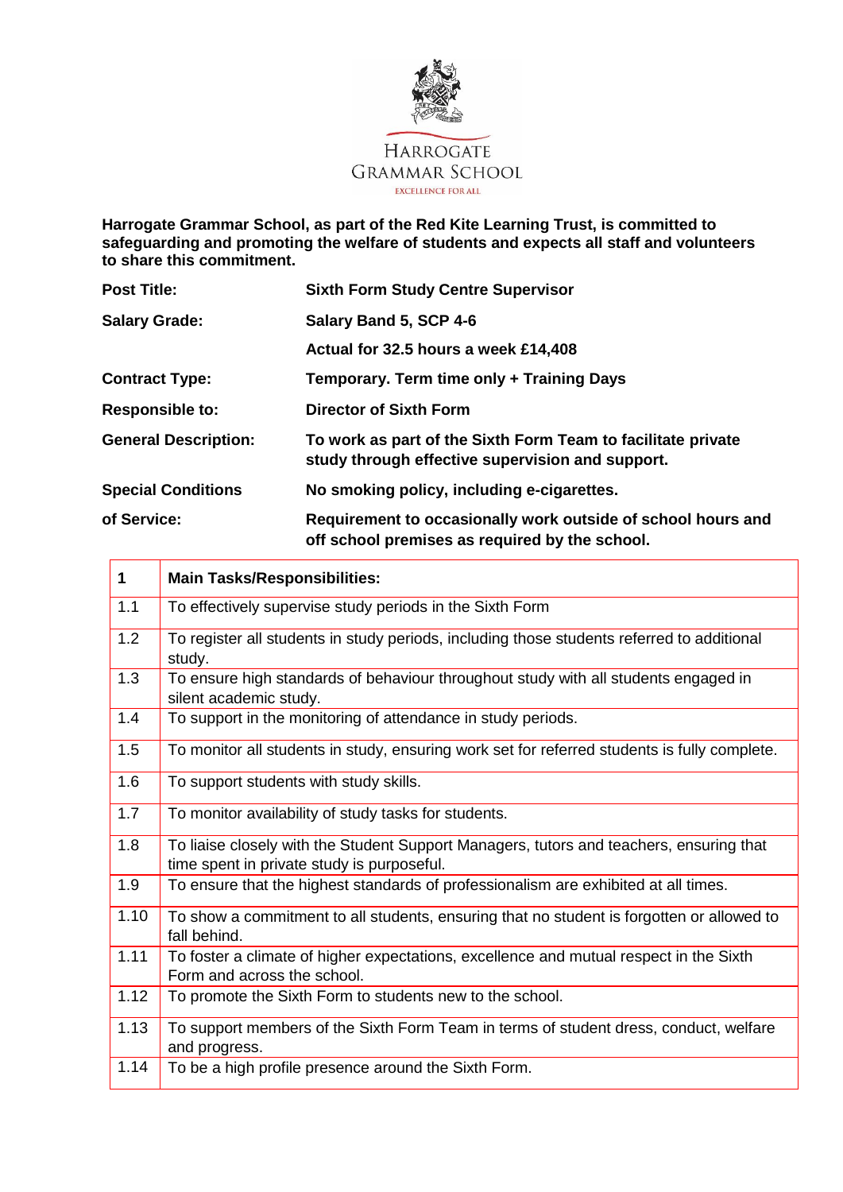HARROGATE GRAMMAR SCHOOL

EXCELLENCE FOR ALL

**Harrogate Grammar School, as part of the Red Kite Learning Trust, is committed to safeguarding and promoting the welfare of students and expects all staff and volunteers to share this commitment.**

| | |
|---|---|
| **Post Title:** | **Sixth Form Study Centre Supervisor** |
| **Salary Grade:** | **Salary Band 5, SCP 4-6** |
| | **Actual for 32.5 hours a week £14,408** |
| **Contract Type:** | **Temporary. Term time only + Training Days** |
| **Responsible to:** | **Director of Sixth Form** |
| **General Description:** | **To work as part of the Sixth Form Team to facilitate private study through effective supervision and support.** |
| **Special Conditions of Service:** | **No smoking policy, including e-cigarettes.** |
| | **Requirement to occasionally work outside of school hours and off school premises as required by the school.** |

| **1** | **Main Tasks/Responsibilities:** |
|---|---|
| 1.1 | To effectively supervise study periods in the Sixth Form |
| 1.2 | To register all students in study periods, including those students referred to additional study. |
| 1.3 | To ensure high standards of behaviour throughout study with all students engaged in silent academic study. |
| 1.4 | To support in the monitoring of attendance in study periods. |
| 1.5 | To monitor all students in study, ensuring work set for referred students is fully complete. |
| 1.6 | To support students with study skills. |
| 1.7 | To monitor availability of study tasks for students. |
| 1.8 | To liaise closely with the Student Support Managers, tutors and teachers, ensuring that time spent in private study is purposeful. |
| 1.9 | To ensure that the highest standards of professionalism are exhibited at all times. |
| 1.10 | To show a commitment to all students, ensuring that no student is forgotten or allowed to fall behind. |
| 1.11 | To foster a climate of higher expectations, excellence and mutual respect in the Sixth Form and across the school. |
| 1.12 | To promote the Sixth Form to students new to the school. |
| 1.13 | To support members of the Sixth Form Team in terms of student dress, conduct, welfare and progress. |
| 1.14 | To be a high profile presence around the Sixth Form. |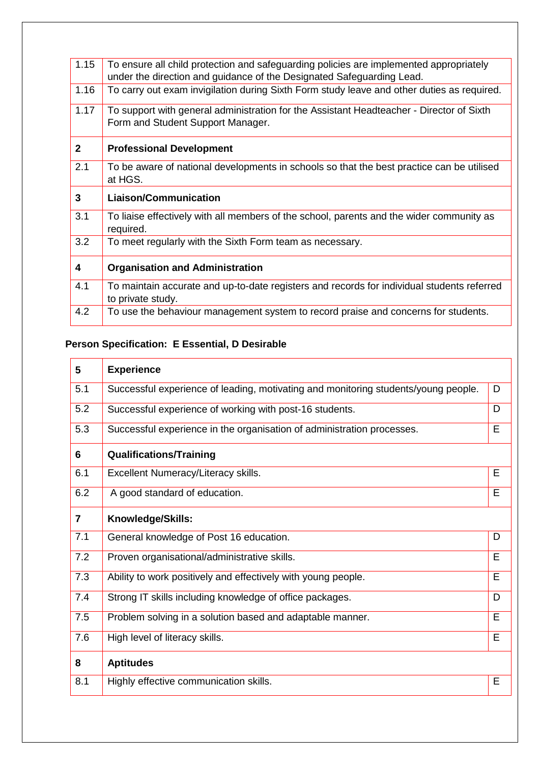| | |
|---|---|
| 1.15 | To ensure all child protection and safeguarding policies are implemented appropriately under the direction and guidance of the Designated Safeguarding Lead. |
| 1.16 | To carry out exam invigilation during Sixth Form study leave and other duties as required. |
| 1.17 | To support with general administration for the Assistant Headteacher - Director of Sixth Form and Student Support Manager. |
| **2** | **Professional Development** |
| 2.1 | To be aware of national developments in schools so that the best practice can be utilised at HGS. |
| **3** | **Liaison/Communication** |
| 3.1 | To liaise effectively with all members of the school, parents and the wider community as required. |
| 3.2 | To meet regularly with the Sixth Form team as necessary. |
| **4** | **Organisation and Administration** |
| 4.1 | To maintain accurate and up-to-date registers and records for individual students referred to private study. |
| 4.2 | To use the behaviour management system to record praise and concerns for students. |

**Person Specification: E Essential, D Desirable**

| | | |
|---|---|---|
| **5** | **Experience** | |
| 5.1 | Successful experience of leading, motivating and monitoring students/young people. | D |
| 5.2 | Successful experience of working with post-16 students. | D |
| 5.3 | Successful experience in the organisation of administration processes. | E |
| **6** | **Qualifications/Training** | |
| 6.1 | Excellent Numeracy/Literacy skills. | E |
| 6.2 | A good standard of education. | E |
| **7** | **Knowledge/Skills:** | |
| 7.1 | General knowledge of Post 16 education. | D |
| 7.2 | Proven organisational/administrative skills. | E |
| 7.3 | Ability to work positively and effectively with young people. | E |
| 7.4 | Strong IT skills including knowledge of office packages. | D |
| 7.5 | Problem solving in a solution based and adaptable manner. | E |
| 7.6 | High level of literacy skills. | E |
| **8** | **Aptitudes** | |
| 8.1 | Highly effective communication skills. | E |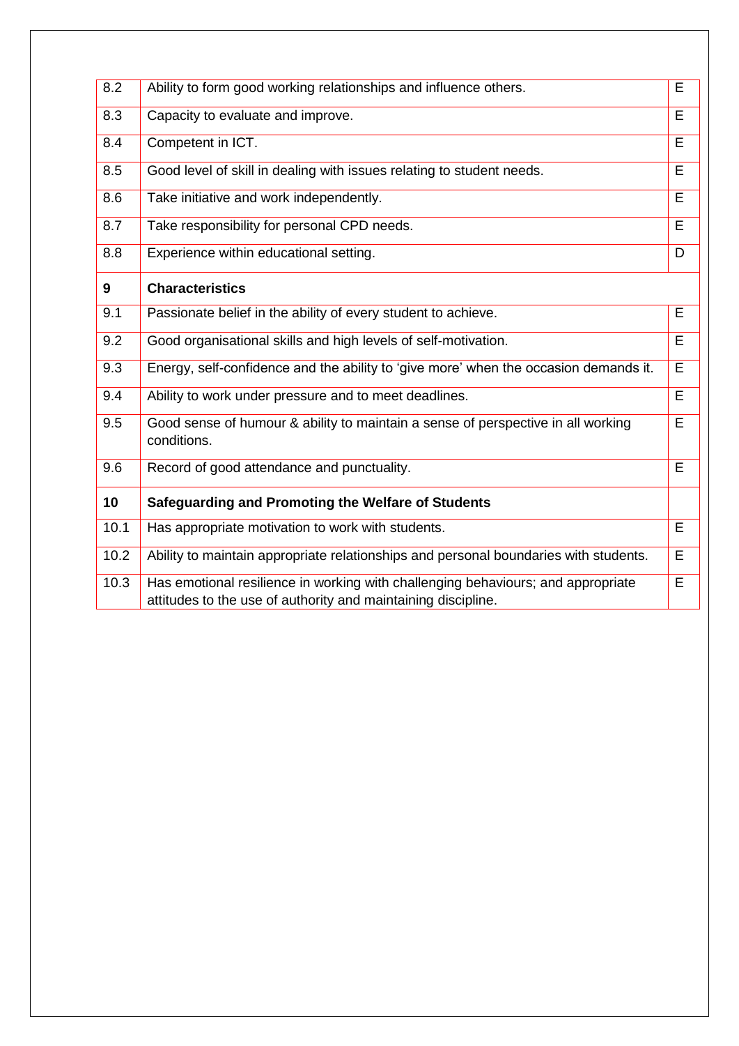| | | |
|---|---|---|
| 8.2 | Ability to form good working relationships and influence others. | E |
| 8.3 | Capacity to evaluate and improve. | E |
| 8.4 | Competent in ICT. | E |
| 8.5 | Good level of skill in dealing with issues relating to student needs. | E |
| 8.6 | Take initiative and work independently. | E |
| 8.7 | Take responsibility for personal CPD needs. | E |
| 8.8 | Experience within educational setting. | D |
| **9** | **Characteristics** | |
| 9.1 | Passionate belief in the ability of every student to achieve. | E |
| 9.2 | Good organisational skills and high levels of self-motivation. | E |
| 9.3 | Energy, self-confidence and the ability to 'give more' when the occasion demands it. | E |
| 9.4 | Ability to work under pressure and to meet deadlines. | E |
| 9.5 | Good sense of humour & ability to maintain a sense of perspective in all working conditions. | E |
| 9.6 | Record of good attendance and punctuality. | E |
| **10** | **Safeguarding and Promoting the Welfare of Students** | |
| 10.1 | Has appropriate motivation to work with students. | E |
| 10.2 | Ability to maintain appropriate relationships and personal boundaries with students. | E |
| 10.3 | Has emotional resilience in working with challenging behaviours; and appropriate attitudes to the use of authority and maintaining discipline. | E |